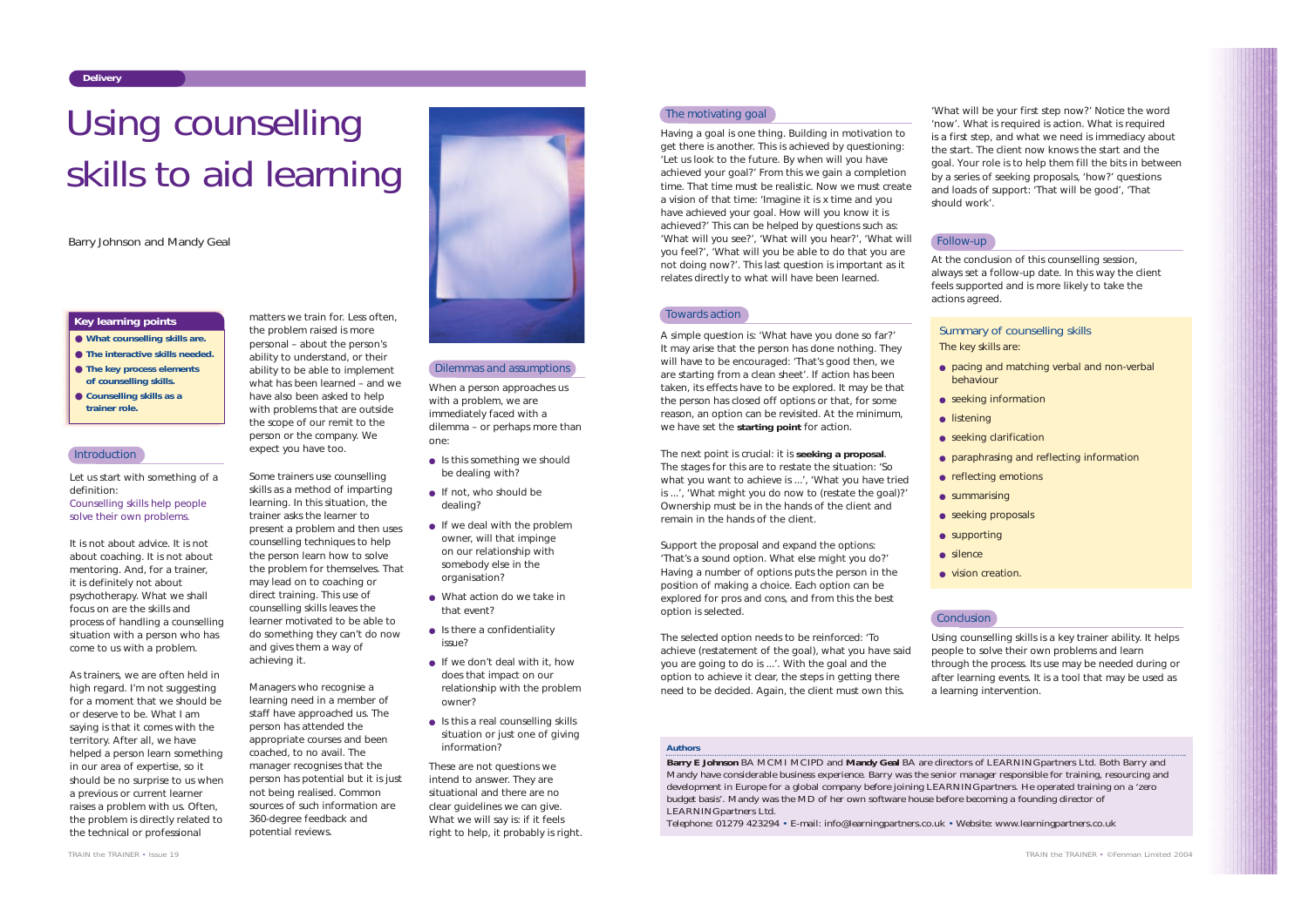Delivery

# Using counselling skills to aid learning

Barry Johnson and Mandy Geal

### Key learning points

- **What counselling skills are.**
- **The interactive skills needed.**
- **The key process elements of counselling skills.**
- **Counselling skills as a trainer role.**

## Introduction

Let us start with something of a definition:

Counselling skills help people solve their own problems.

It is not about advice. It is not about coaching. It is not about mentoring. And, for a trainer, it is definitely not about psychotherapy. What we shall focus on are the skills and process of handling a counselling situation with a person who has come to us with a problem.

As trainers, we are often held in high regard. I'm not suggesting for a moment that we should be or deserve to be. What I am saying is that it comes with the territory. After all, we have helped a person learn something in our area of expertise, so it should be no surprise to us when a previous or current learner raises a problem with us. Often, the problem is directly related to the technical or professional matters we train for. Less often, the problem raised is more personal – about the person's ability to understand, or their ability to be able to implement what has been learned – and we have also been asked to help with problems that are outside the scope of our remit to the person or the company. We expect you have too.

Some trainers use counselling skills as a method of imparting learning. In this situation, the trainer asks the learner to present a problem and then uses counselling techniques to help the person learn how to solve the problem for themselves. That may lead on to coaching or direct training. This use of counselling skills leaves the learner motivated to be able to do something they can't do now and gives them a way of achieving it.

Managers who recognise a learning need in a member of staff have approached us. The person has attended the appropriate courses and been coached, to no avail. The manager recognises that the person has potential but it is just not being realised. Common sources of such information are 360-degree feedback and potential reviews.

## Dilemmas and assumptions

When a person approaches us with a problem, we are immediately faced with a dilemma – or perhaps more than one:

- Is this something we should be dealing with?
- If not, who should be dealing?
- If we deal with the problem owner, will that impinge on our relationship with somebody else in the organisation?
- What action do we take in that event?
- Is there a confidentiality issue?
- If we don't deal with it, how does that impact on our relationship with the problem owner?
- Is this a real counselling skills situation or just one of giving information?

These are not questions we intend to answer. They are situational and there are no clear guidelines we can give. What we will say is: if it feels right to help, it probably is right.

## The motivating goal

Having a goal is one thing. Building in motivation to get there is another. This is achieved by questioning: 'Let us look to the future. By when will you have achieved your goal?' From this we gain a completion time. That time must be realistic. Now we must create a vision of that time: 'Imagine it is x time and you have achieved your goal. How will you know it is achieved?' This can be helped by questions such as: 'What will you see?', 'What will you hear?', 'What will you feel?', 'What will you be able to do that you are not doing now?'. This last question is important as it relates directly to what will have been learned.

## Towards action

A simple question is: 'What have you done so far?' It may arise that the person has done nothing. They will have to be encouraged: 'That's good then, we are starting from a clean sheet'. If action has been taken, its effects have to be explored. It may be that the person has closed off options or that, for some reason, an option can be revisited. At the minimum, we have set the **starting point** for action.

The next point is crucial: it is **seeking a proposal**. The stages for this are to restate the situation: 'So what you want to achieve is ...', 'What you have tried is ...', 'What might you do now to (restate the goal)?' Ownership must be in the hands of the client and remain in the hands of the client.

Support the proposal and expand the options: 'That's a sound option. What else might you do?' Having a number of options puts the person in the position of making a choice. Each option can be explored for pros and cons, and from this the best option is selected.

The selected option needs to be reinforced: 'To achieve (restatement of the goal), what you have said you are going to do is ...'. With the goal and the option to achieve it clear, the steps in getting there need to be decided. Again, the client must own this.

'What will be your first step now?' Notice the word 'now'. What is required is action. What is required is a first step, and what we need is immediacy about the start. The client now knows the start and the goal. Your role is to help them fill the bits in between by a series of seeking proposals, 'how?' questions and loads of support: 'That will be good', 'That should work'.

## Follow-up

At the conclusion of this counselling session, always set a follow-up date. In this way the client feels supported and is more likely to take the actions agreed.

### Summary of counselling skills

The key skills are:

- pacing and matching verbal and non-verbal behaviour
- seeking information
- listening
- seeking clarification
- paraphrasing and reflecting information
- reflecting emotions
- summarising
- seeking proposals
- supporting
- silence
- vision creation.

## Conclusion

Using counselling skills is a key trainer ability. It helps people to solve their own problems and learn through the process. Its use may be needed during or after learning events. It is a tool that may be used as a learning intervention.

**Authors**

**Barry E Johnson** BA MCMI MCIPD and **Mandy Geal** BA are directors of LEARNINGpartners Ltd. Both Barry and Mandy have considerable business experience. Barry was the senior manager responsible for training, resourcing and development in Europe for a global company before joining LEARNINGpartners. He operated training on a 'zero budget basis'. Mandy was the MD of her own software house before becoming a founding director of LEARNINGpartners Ltd.

Telephone: 01279 423294 • E-mail: info@learningpartners.co.uk • Website: www.learningpartners.co.uk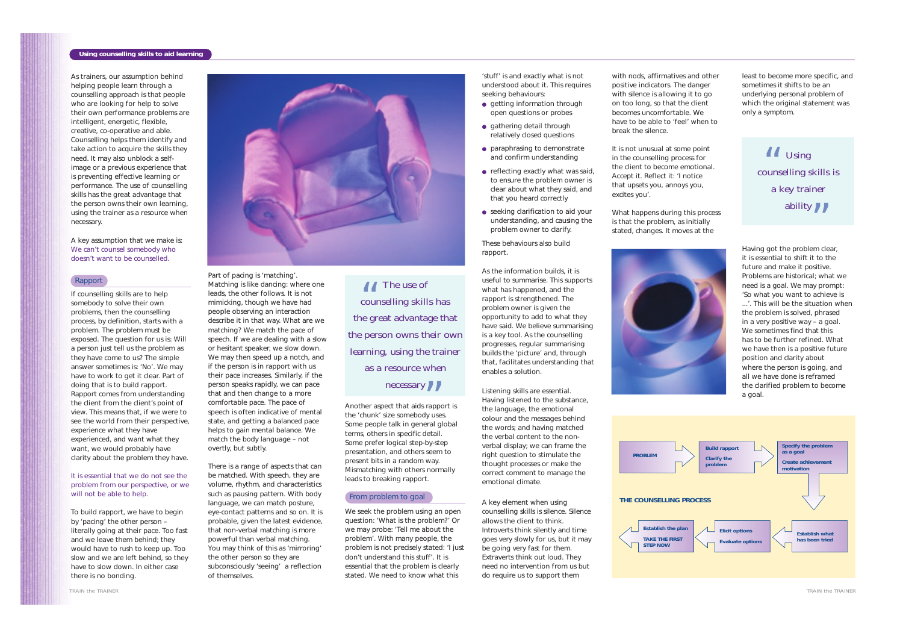## Using counselling skills to aid learning

As trainers, our assumption behind helping people learn through a counselling approach is that people who are looking for help to solve their own performance problems are intelligent, energetic, flexible, creative, co-operative and able. Counselling helps them identify and take action to acquire the skills they need. It may also unblock a self-image or a previous experience that is preventing effective learning or performance. The use of counselling skills has the great advantage that the person owns their own learning, using the trainer as a resource when necessary.

A key assumption that we make is: We can't counsel somebody who doesn't want to be counselled.

### Rapport

If counselling skills are to help somebody to solve their own problems, then the counselling process, by definition, starts with a problem. The problem must be exposed. The question for us is: Will a person just tell us the problem as they have come to us? The simple answer sometimes is: 'No'. We may have to work to get it clear. Part of doing that is to build rapport. Rapport comes from understanding the client from the client's point of view. This means that, if we were to see the world from their perspective, experience what they have experienced, and want what they want, we would probably have clarity about the problem they have.

It is essential that we do not see the problem from our perspective, or we will not be able to help.

To build rapport, we have to begin by 'pacing' the other person – literally going at their pace. Too fast and we leave them behind; they would have to rush to keep up. Too slow and we are left behind, so they have to slow down. In either case there is no bonding.

Part of pacing is 'matching'. Matching is like dancing: where one leads, the other follows. It is not mimicking, though we have had people observing an interaction describe it in that way. What are we matching? We match the pace of speech. If we are dealing with a slow or hesitant speaker, we slow down. We may then speed up a notch, and if the person is in rapport with us their pace increases. Similarly, if the person speaks rapidly, we can pace that and then change to a more comfortable pace. The pace of speech is often indicative of mental state, and getting a balanced pace helps to gain mental balance. We match the body language – not overtly, but subtly.

There is a range of aspects that can be matched. With speech, they are volume, rhythm, and characteristics such as pausing pattern. With body language, we can match posture, eye-contact patterns and so on. It is probable, given the latest evidence, that non-verbal matching is more powerful than verbal matching. You may think of this as 'mirroring' the other person so they are subconsciously 'seeing' a reflection of themselves.

> "The use of counselling skills has the great advantage that the person owns their own learning, using the trainer as a resource when necessary"

Another aspect that aids rapport is the 'chunk' size somebody uses. Some people talk in general global terms, others in specific detail. Some prefer logical step-by-step presentation, and others seem to present bits in a random way. Mismatching with others normally leads to breaking rapport.

### From problem to goal

We seek the problem using an open question: 'What is the problem?' Or we may probe: 'Tell me about the problem'. With many people, the problem is not precisely stated: 'I just don't understand this stuff'. It is essential that the problem is clearly stated. We need to know what this 'stuff' is and exactly what is not understood about it. This requires seeking behaviours:

- getting information through open questions or probes
- gathering detail through relatively closed questions
- paraphrasing to demonstrate and confirm understanding
- reflecting exactly what was said, to ensure the problem owner is clear about what they said, and that you heard correctly
- seeking clarification to aid your understanding, and causing the problem owner to clarify.

These behaviours also build rapport.

As the information builds, it is useful to summarise. This supports what has happened, and the rapport is strengthened. The problem owner is given the opportunity to add to what they have said. We believe summarising is a key tool. As the counselling progresses, regular summarising builds the 'picture' and, through that, facilitates understanding that enables a solution.

Listening skills are essential. Having listened to the substance, the language, the emotional colour and the messages behind the words; and having matched the verbal content to the non-verbal display; we can frame the right question to stimulate the thought processes or make the correct comment to manage the emotional climate.

A key element when using counselling skills is silence. Silence allows the client to think. Introverts think silently and time goes very slowly for us, but it may be going very fast for them. Extraverts think out loud. They need no intervention from us but do require us to support them with nods, affirmatives and other positive indicators. The danger with silence is allowing it to go on too long, so that the client becomes uncomfortable. We have to be able to 'feel' when to break the silence.

It is not unusual at some point in the counselling process for the client to become emotional. Accept it. Reflect it: 'I notice that upsets you, annoys you, excites you'.

What happens during this process is that the problem, as initially stated, changes. It moves at the least to become more specific, and sometimes it shifts to be an underlying personal problem of which the original statement was only a symptom.

> "Using counselling skills is a key trainer ability"

Having got the problem clear, it is essential to shift it to the future and make it positive. Problems are historical; what we need is a goal. We may prompt: 'So what you want to achieve is ...'. This will be the situation when the problem is solved, phrased in a very positive way – a goal. We sometimes find that this has to be further refined. What we have then is a positive future position and clarity about where the person is going, and all we have done is reframed the clarified problem to become a goal.

**THE COUNSELLING PROCESS**

PROBLEM → Build rapport / Clarify the problem → Specify the problem as a goal / Create achievement motivation → Establish what has been tried → Elicit options / Evaluate options → Establish the plan / TAKE THE FIRST STEP NOW